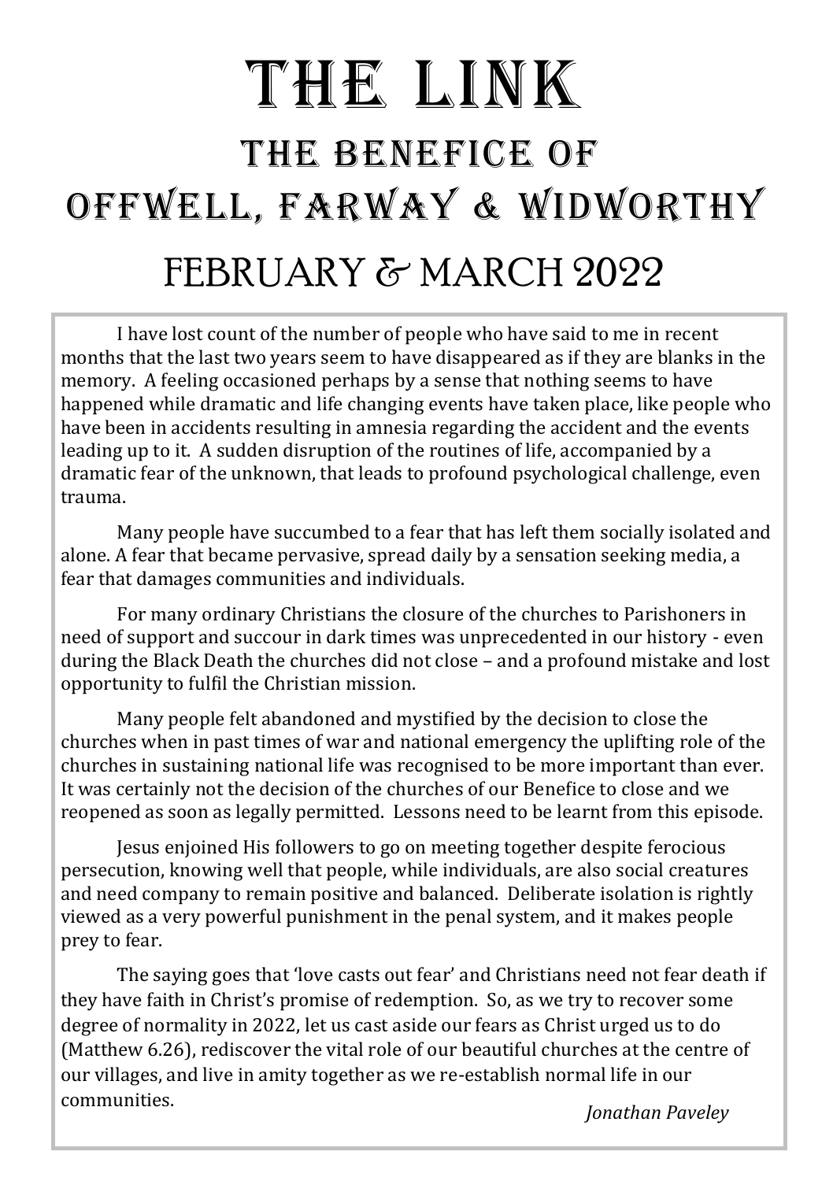# THE LINK

## THE BENEFICE OF OFFWELL, FARWAY & WIDWORTHY

## FEBRUARY & MARCH 2022

I have lost count of the number of people who have said to me in recent months that the last two years seem to have disappeared as if they are blanks in the memory. A feeling occasioned perhaps by a sense that nothing seems to have happened while dramatic and life changing events have taken place, like people who have been in accidents resulting in amnesia regarding the accident and the events leading up to it. A sudden disruption of the routines of life, accompanied by a dramatic fear of the unknown, that leads to profound psychological challenge, even trauma.

Many people have succumbed to a fear that has left them socially isolated and alone. A fear that became pervasive, spread daily by a sensation seeking media, a fear that damages communities and individuals.

For many ordinary Christians the closure of the churches to Parishoners in need of support and succour in dark times was unprecedented in our history - even during the Black Death the churches did not close – and a profound mistake and lost opportunity to fulfil the Christian mission.

Many people felt abandoned and mystified by the decision to close the churches when in past times of war and national emergency the uplifting role of the churches in sustaining national life was recognised to be more important than ever. It was certainly not the decision of the churches of our Benefice to close and we reopened as soon as legally permitted. Lessons need to be learnt from this episode.

Jesus enjoined His followers to go on meeting together despite ferocious persecution, knowing well that people, while individuals, are also social creatures and need company to remain positive and balanced. Deliberate isolation is rightly viewed as a very powerful punishment in the penal system, and it makes people prey to fear.

The saying goes that 'love casts out fear' and Christians need not fear death if they have faith in Christ's promise of redemption. So, as we try to recover some degree of normality in 2022, let us cast aside our fears as Christ urged us to do (Matthew 6.26), rediscover the vital role of our beautiful churches at the centre of our villages, and live in amity together as we re-establish normal life in our communities.

*Jonathan Paveley*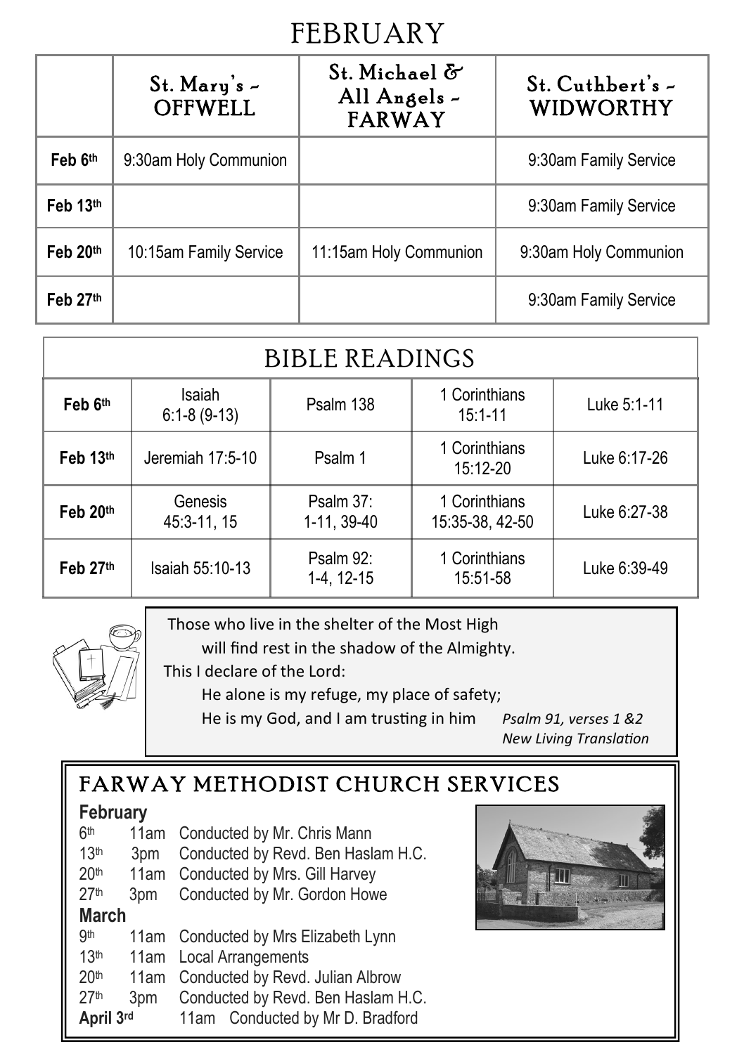# FEBRUARY

| | St. Mary's ~ OFFWELL | St. Michael & All Angels ~ FARWAY | St. Cuthbert's ~ WIDWORTHY |
|---|---|---|---|
| Feb 6th | 9:30am Holy Communion | | 9:30am Family Service |
| Feb 13th | | | 9:30am Family Service |
| Feb 20th | 10:15am Family Service | 11:15am Holy Communion | 9:30am Holy Communion |
| Feb 27th | | | 9:30am Family Service |

## BIBLE READINGS

| | | | | |
|---|---|---|---|---|
| Feb 6th | Isaiah 6:1-8 (9-13) | Psalm 138 | 1 Corinthians 15:1-11 | Luke 5:1-11 |
| Feb 13th | Jeremiah 17:5-10 | Psalm 1 | 1 Corinthians 15:12-20 | Luke 6:17-26 |
| Feb 20th | Genesis 45:3-11, 15 | Psalm 37: 1-11, 39-40 | 1 Corinthians 15:35-38, 42-50 | Luke 6:27-38 |
| Feb 27th | Isaiah 55:10-13 | Psalm 92: 1-4, 12-15 | 1 Corinthians 15:51-58 | Luke 6:39-49 |

Those who live in the shelter of the Most High
will find rest in the shadow of the Almighty.
This I declare of the Lord:
He alone is my refuge, my place of safety;
He is my God, and I am trusting in him *Psalm 91, verses 1 &2 New Living Translation*

## FARWAY METHODIST CHURCH SERVICES

**February**

6th 11am Conducted by Mr. Chris Mann
13th 3pm Conducted by Revd. Ben Haslam H.C.
20th 11am Conducted by Mrs. Gill Harvey
27th 3pm Conducted by Mr. Gordon Howe

**March**

9th 11am Conducted by Mrs Elizabeth Lynn
13th 11am Local Arrangements
20th 11am Conducted by Revd. Julian Albrow
27th 3pm Conducted by Revd. Ben Haslam H.C.

**April 3rd** 11am Conducted by Mr D. Bradford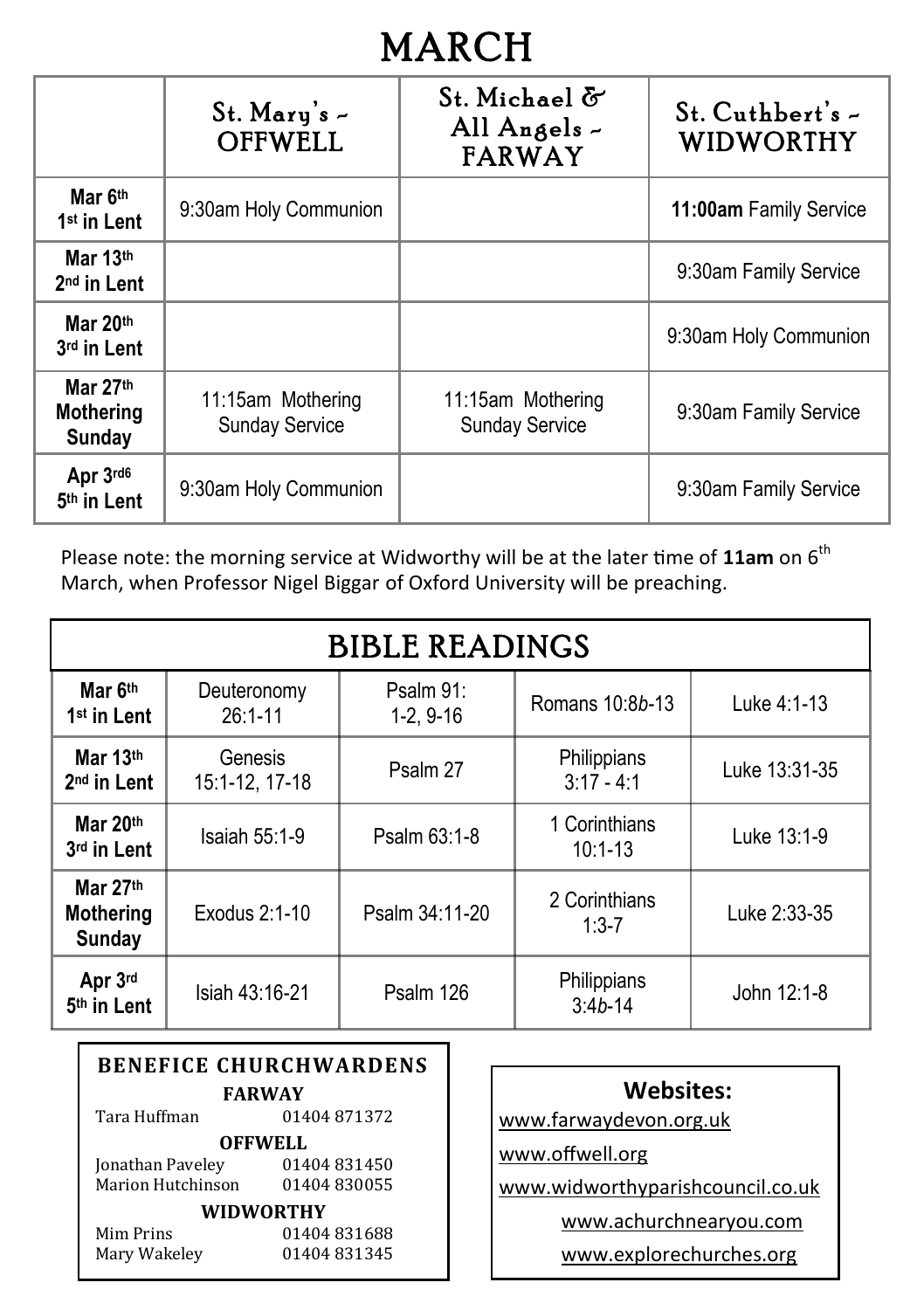# MARCH

| | St. Mary's – OFFWELL | St. Michael & All Angels – FARWAY | St. Cuthbert's – WIDWORTHY |
|---|---|---|---|
| **Mar 6th 1st in Lent** | 9:30am Holy Communion | | **11:00am** Family Service |
| **Mar 13th 2nd in Lent** | | | 9:30am Family Service |
| **Mar 20th 3rd in Lent** | | | 9:30am Holy Communion |
| **Mar 27th Mothering Sunday** | 11:15am Mothering Sunday Service | 11:15am Mothering Sunday Service | 9:30am Family Service |
| **Apr 3rd6 5th in Lent** | 9:30am Holy Communion | | 9:30am Family Service |

Please note: the morning service at Widworthy will be at the later time of **11am** on 6th March, when Professor Nigel Biggar of Oxford University will be preaching.

## BIBLE READINGS

| | | | | |
|---|---|---|---|---|
| **Mar 6th 1st in Lent** | Deuteronomy 26:1-11 | Psalm 91: 1-2, 9-16 | Romans 10:8*b*-13 | Luke 4:1-13 |
| **Mar 13th 2nd in Lent** | Genesis 15:1-12, 17-18 | Psalm 27 | Philippians 3:17 - 4:1 | Luke 13:31-35 |
| **Mar 20th 3rd in Lent** | Isaiah 55:1-9 | Psalm 63:1-8 | 1 Corinthians 10:1-13 | Luke 13:1-9 |
| **Mar 27th Mothering Sunday** | Exodus 2:1-10 | Psalm 34:11-20 | 2 Corinthians 1:3-7 | Luke 2:33-35 |
| **Apr 3rd 5th in Lent** | Isiah 43:16-21 | Psalm 126 | Philippians 3:4*b*-14 | John 12:1-8 |

**BENEFICE CHURCHWARDENS**

**FARWAY**
Tara Huffman 01404 871372

**OFFWELL**
Jonathan Paveley 01404 831450
Marion Hutchinson 01404 830055

**WIDWORTHY**
Mim Prins 01404 831688
Mary Wakeley 01404 831345

**Websites:**

www.farwaydevon.org.uk

www.offwell.org

www.widworthyparishcouncil.co.uk

www.achurchnearyou.com

www.explorechurches.org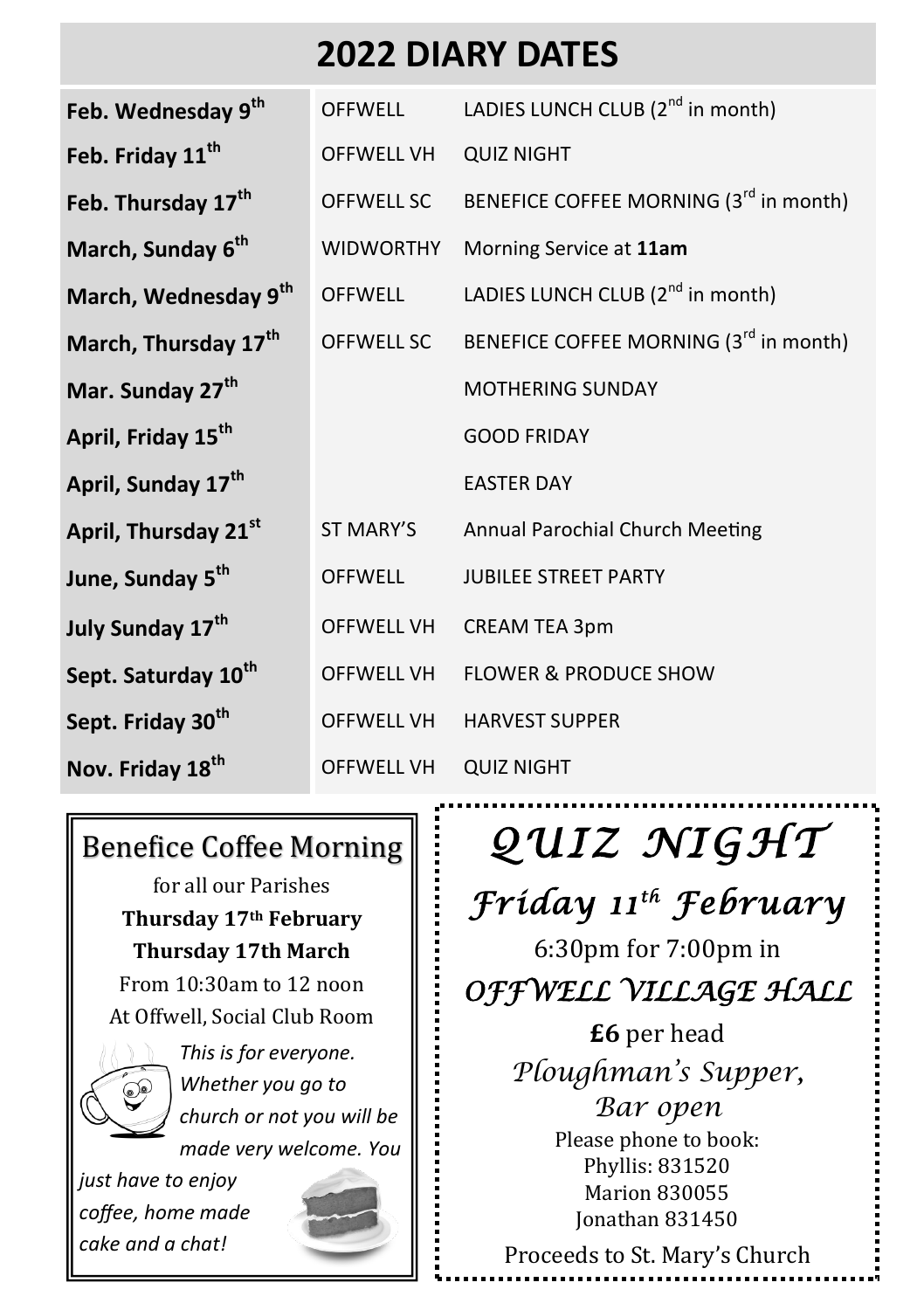# 2022 DIARY DATES

| | | |
|---|---|---|
| **Feb. Wednesday 9th** | OFFWELL | LADIES LUNCH CLUB (2nd in month) |
| **Feb. Friday 11th** | OFFWELL VH | QUIZ NIGHT |
| **Feb. Thursday 17th** | OFFWELL SC | BENEFICE COFFEE MORNING (3rd in month) |
| **March, Sunday 6th** | WIDWORTHY | Morning Service at **11am** |
| **March, Wednesday 9th** | OFFWELL | LADIES LUNCH CLUB (2nd in month) |
| **March, Thursday 17th** | OFFWELL SC | BENEFICE COFFEE MORNING (3rd in month) |
| **Mar. Sunday 27th** | | MOTHERING SUNDAY |
| **April, Friday 15th** | | GOOD FRIDAY |
| **April, Sunday 17th** | | EASTER DAY |
| **April, Thursday 21st** | ST MARY'S | Annual Parochial Church Meeting |
| **June, Sunday 5th** | OFFWELL | JUBILEE STREET PARTY |
| **July Sunday 17th** | OFFWELL VH | CREAM TEA 3pm |
| **Sept. Saturday 10th** | OFFWELL VH | FLOWER & PRODUCE SHOW |
| **Sept. Friday 30th** | OFFWELL VH | HARVEST SUPPER |
| **Nov. Friday 18th** | OFFWELL VH | QUIZ NIGHT |

## Benefice Coffee Morning

for all our Parishes

**Thursday 17th February**

**Thursday 17th March**

From 10:30am to 12 noon

At Offwell, Social Club Room

*This is for everyone. Whether you go to church or not you will be made very welcome. You just have to enjoy coffee, home made cake and a chat!*

## *QUIZ NIGHT*

### *Friday 11th February*

6:30pm for 7:00pm in

*OFFWELL VILLAGE HALL*

**£6** per head

*Ploughman's Supper,*
*Bar open*

Please phone to book:
Phyllis: 831520
Marion 830055
Jonathan 831450

Proceeds to St. Mary's Church